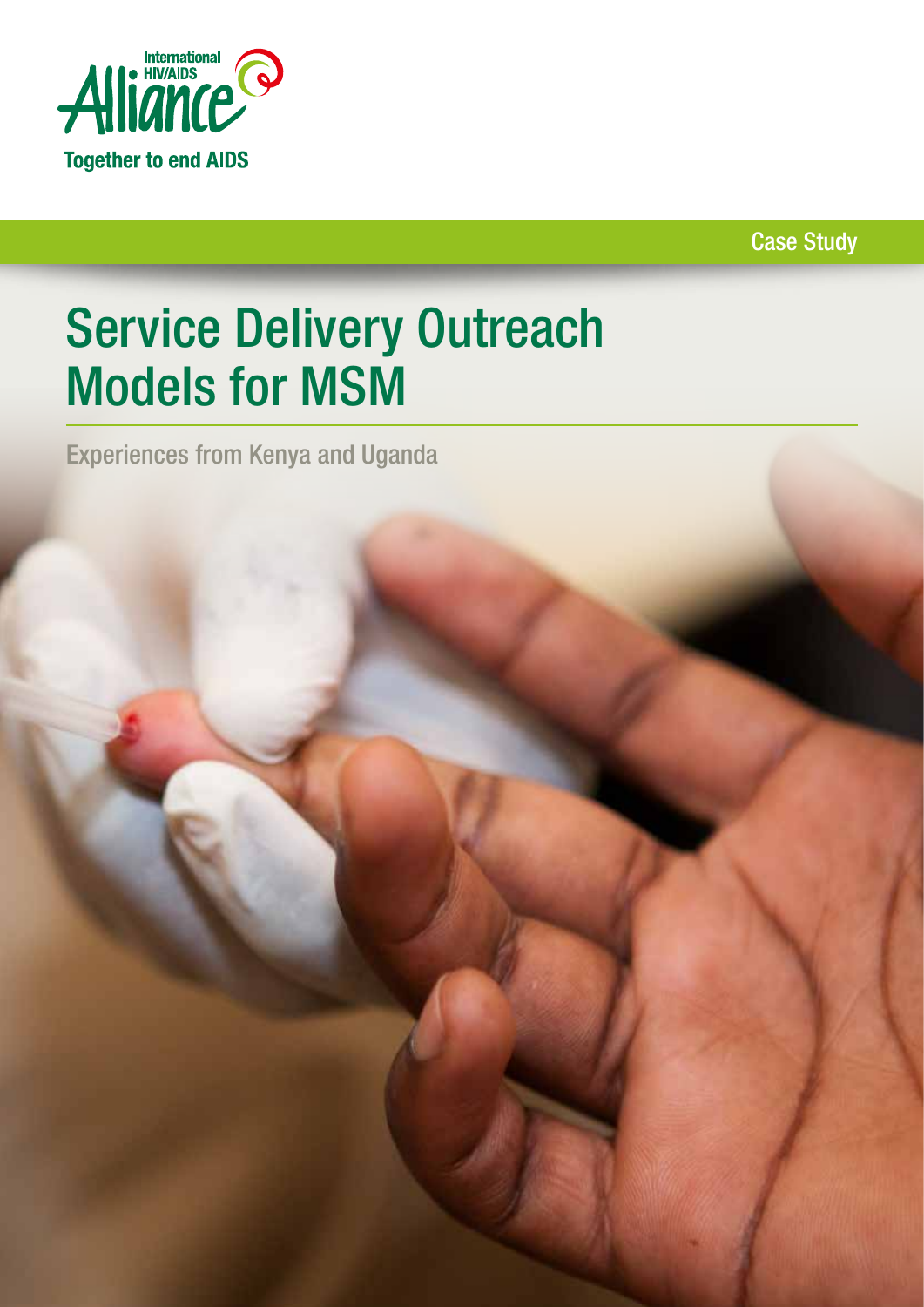International HIV/AIDS Alliance

Together to end AIDS

Case Study

# Service Delivery Outreach Models for MSM

Experiences from Kenya and Uganda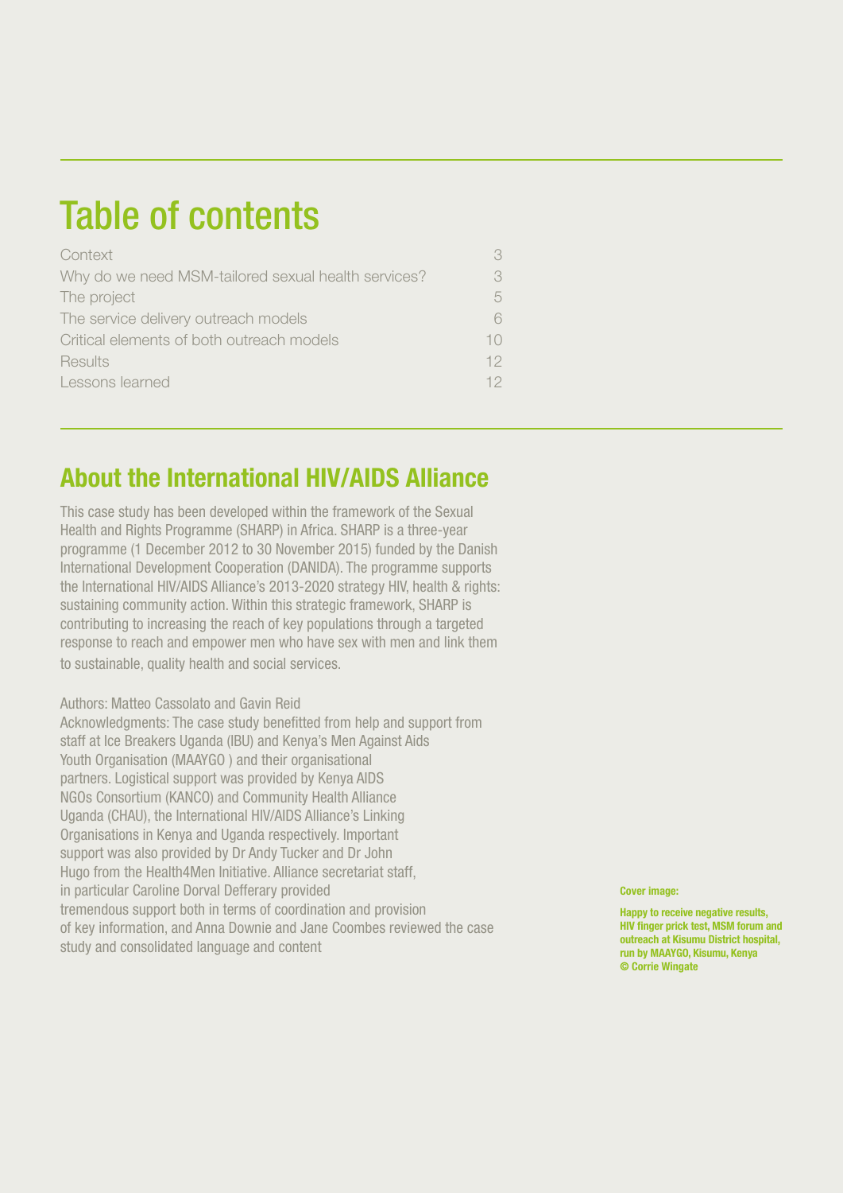# Table of contents

| | |
|---|---|
| Context | 3 |
| Why do we need MSM-tailored sexual health services? | 3 |
| The project | 5 |
| The service delivery outreach models | 6 |
| Critical elements of both outreach models | 10 |
| Results | 12 |
| Lessons learned | 12 |

## About the International HIV/AIDS Alliance

This case study has been developed within the framework of the Sexual Health and Rights Programme (SHARP) in Africa. SHARP is a three-year programme (1 December 2012 to 30 November 2015) funded by the Danish International Development Cooperation (DANIDA). The programme supports the International HIV/AIDS Alliance's 2013-2020 strategy HIV, health & rights: sustaining community action. Within this strategic framework, SHARP is contributing to increasing the reach of key populations through a targeted response to reach and empower men who have sex with men and link them to sustainable, quality health and social services.

Authors: Matteo Cassolato and Gavin Reid
Acknowledgments: The case study benefitted from help and support from staff at Ice Breakers Uganda (IBU) and Kenya's Men Against Aids Youth Organisation (MAAYGO ) and their organisational partners. Logistical support was provided by Kenya AIDS NGOs Consortium (KANCO) and Community Health Alliance Uganda (CHAU), the International HIV/AIDS Alliance's Linking Organisations in Kenya and Uganda respectively. Important support was also provided by Dr Andy Tucker and Dr John Hugo from the Health4Men Initiative. Alliance secretariat staff, in particular Caroline Dorval Defferary provided tremendous support both in terms of coordination and provision of key information, and Anna Downie and Jane Coombes reviewed the case study and consolidated language and content

**Cover image:**

**Happy to receive negative results, HIV finger prick test, MSM forum and outreach at Kisumu District hospital, run by MAAYGO, Kisumu, Kenya © Corrie Wingate**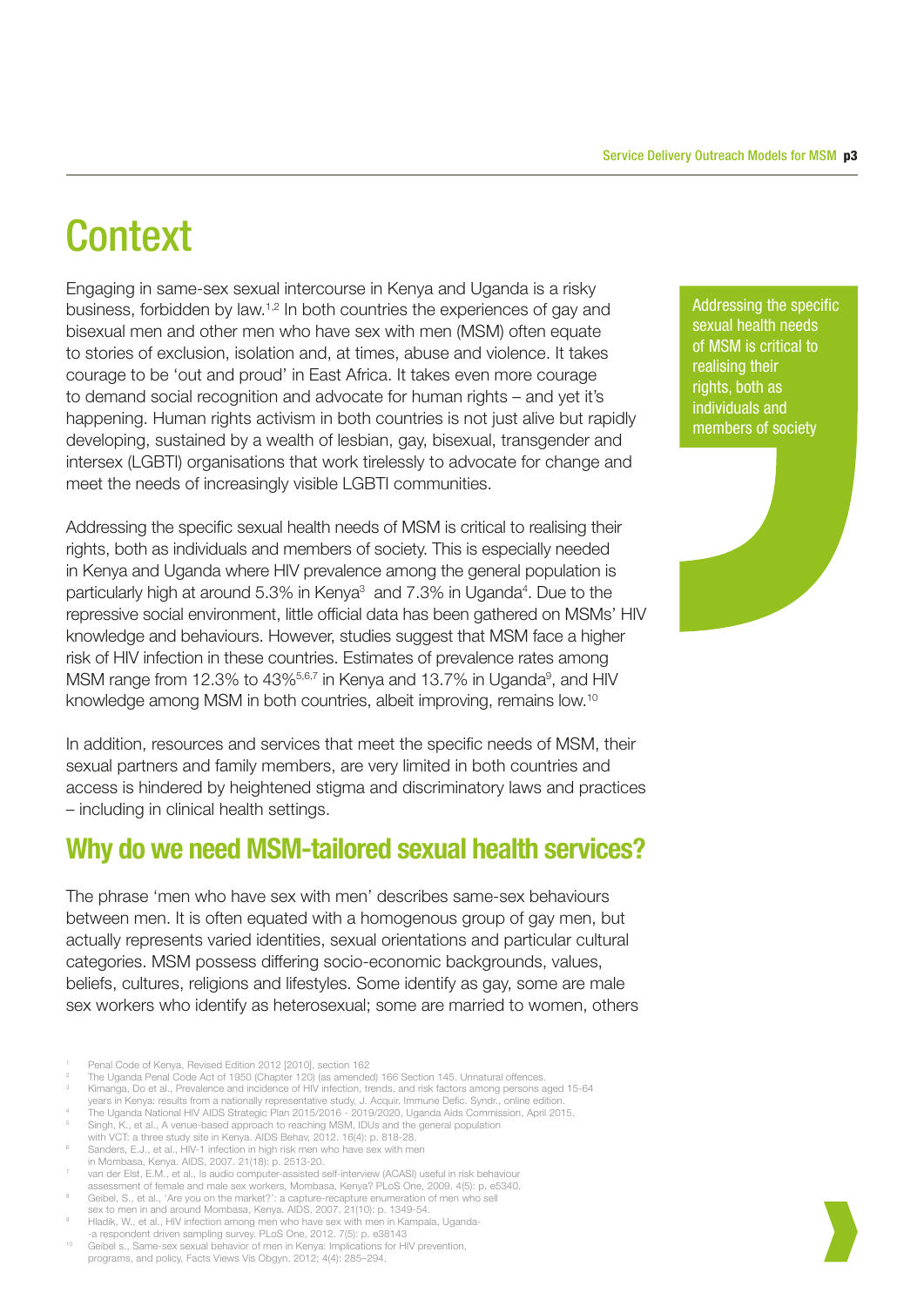# Context

Engaging in same-sex sexual intercourse in Kenya and Uganda is a risky business, forbidden by law.[1,2] In both countries the experiences of gay and bisexual men and other men who have sex with men (MSM) often equate to stories of exclusion, isolation and, at times, abuse and violence. It takes courage to be 'out and proud' in East Africa. It takes even more courage to demand social recognition and advocate for human rights – and yet it's happening. Human rights activism in both countries is not just alive but rapidly developing, sustained by a wealth of lesbian, gay, bisexual, transgender and intersex (LGBTI) organisations that work tirelessly to advocate for change and meet the needs of increasingly visible LGBTI communities.

> Addressing the specific sexual health needs of MSM is critical to realising their rights, both as individuals and members of society

Addressing the specific sexual health needs of MSM is critical to realising their rights, both as individuals and members of society. This is especially needed in Kenya and Uganda where HIV prevalence among the general population is particularly high at around 5.3% in Kenya[3] and 7.3% in Uganda[4]. Due to the repressive social environment, little official data has been gathered on MSMs' HIV knowledge and behaviours. However, studies suggest that MSM face a higher risk of HIV infection in these countries. Estimates of prevalence rates among MSM range from 12.3% to 43%[5,6,7] in Kenya and 13.7% in Uganda[9], and HIV knowledge among MSM in both countries, albeit improving, remains low.[10]

In addition, resources and services that meet the specific needs of MSM, their sexual partners and family members, are very limited in both countries and access is hindered by heightened stigma and discriminatory laws and practices – including in clinical health settings.

## Why do we need MSM-tailored sexual health services?

The phrase 'men who have sex with men' describes same-sex behaviours between men. It is often equated with a homogenous group of gay men, but actually represents varied identities, sexual orientations and particular cultural categories. MSM possess differing socio-economic backgrounds, values, beliefs, cultures, religions and lifestyles. Some identify as gay, some are male sex workers who identify as heterosexual; some are married to women, others

---

1. Penal Code of Kenya, Revised Edition 2012 [2010], section 162
2. The Uganda Penal Code Act of 1950 (Chapter 120) (as amended) 166 Section 145. Unnatural offences.
3. Kimanga, Do et al., Prevalence and incidence of HIV infection, trends, and risk factors among persons aged 15-64 years in Kenya: results from a nationally representative study, J. Acquir. Immune Defic. Syndr., online edition.
4. The Uganda National HIV AIDS Strategic Plan 2015/2016 - 2019/2020, Uganda Aids Commission, April 2015.
5. Singh, K., et al., A venue-based approach to reaching MSM, IDUs and the general population with VCT: a three study site in Kenya. AIDS Behav, 2012. 16(4): p. 818-28.
6. Sanders, E.J., et al., HIV-1 infection in high risk men who have sex with men in Mombasa, Kenya. AIDS, 2007. 21(18): p. 2513-20.
7. van der Elst, E.M., et al., Is audio computer-assisted self-interview (ACASI) useful in risk behaviour assessment of female and male sex workers, Mombasa, Kenya? PLoS One, 2009. 4(5): p. e5340.
8. Geibel, S., et al., 'Are you on the market?': a capture-recapture enumeration of men who sell sex to men in and around Mombasa, Kenya. AIDS, 2007. 21(10): p. 1349-54.
9. Hladik, W., et al., HIV infection among men who have sex with men in Kampala, Uganda--a respondent driven sampling survey. PLoS One, 2012. 7(5): p. e38143
10. Geibel s., Same-sex sexual behavior of men in Kenya: Implications for HIV prevention, programs, and policy, Facts Views Vis Obgyn. 2012; 4(4): 285–294.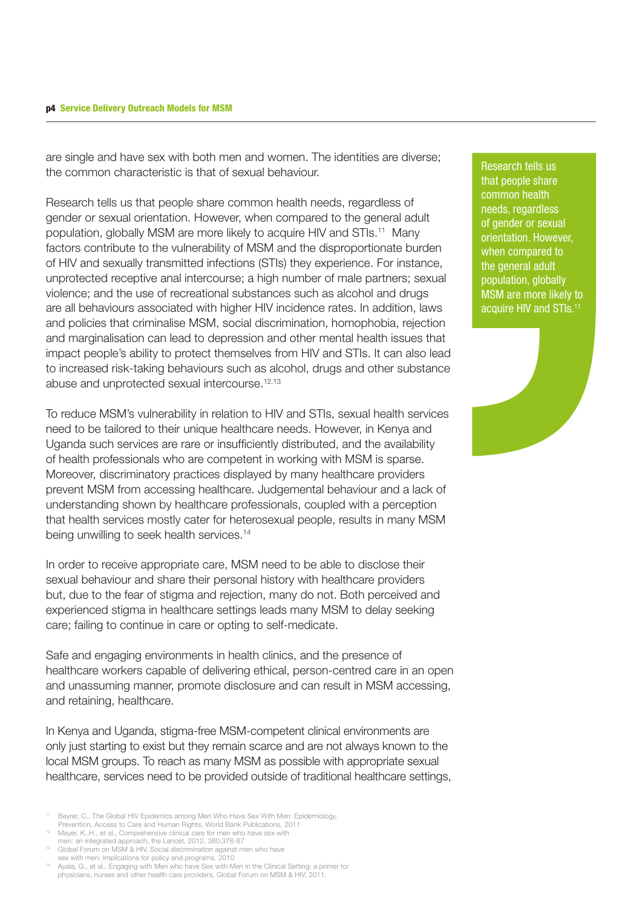are single and have sex with both men and women. The identities are diverse; the common characteristic is that of sexual behaviour.

Research tells us that people share common health needs, regardless of gender or sexual orientation. However, when compared to the general adult population, globally MSM are more likely to acquire HIV and STIs.[11] Many factors contribute to the vulnerability of MSM and the disproportionate burden of HIV and sexually transmitted infections (STIs) they experience. For instance, unprotected receptive anal intercourse; a high number of male partners; sexual violence; and the use of recreational substances such as alcohol and drugs are all behaviours associated with higher HIV incidence rates. In addition, laws and policies that criminalise MSM, social discrimination, homophobia, rejection and marginalisation can lead to depression and other mental health issues that impact people's ability to protect themselves from HIV and STIs. It can also lead to increased risk-taking behaviours such as alcohol, drugs and other substance abuse and unprotected sexual intercourse.[12,13]

> Research tells us that people share common health needs, regardless of gender or sexual orientation. However, when compared to the general adult population, globally MSM are more likely to acquire HIV and STIs.[11]

To reduce MSM's vulnerability in relation to HIV and STIs, sexual health services need to be tailored to their unique healthcare needs. However, in Kenya and Uganda such services are rare or insufficiently distributed, and the availability of health professionals who are competent in working with MSM is sparse. Moreover, discriminatory practices displayed by many healthcare providers prevent MSM from accessing healthcare. Judgemental behaviour and a lack of understanding shown by healthcare professionals, coupled with a perception that health services mostly cater for heterosexual people, results in many MSM being unwilling to seek health services.[14]

In order to receive appropriate care, MSM need to be able to disclose their sexual behaviour and share their personal history with healthcare providers but, due to the fear of stigma and rejection, many do not. Both perceived and experienced stigma in healthcare settings leads many MSM to delay seeking care; failing to continue in care or opting to self-medicate.

Safe and engaging environments in health clinics, and the presence of healthcare workers capable of delivering ethical, person-centred care in an open and unassuming manner, promote disclosure and can result in MSM accessing, and retaining, healthcare.

In Kenya and Uganda, stigma-free MSM-competent clinical environments are only just starting to exist but they remain scarce and are not always known to the local MSM groups. To reach as many MSM as possible with appropriate sexual healthcare, services need to be provided outside of traditional healthcare settings,

---

[11] Beyrer, C., The Global HIV Epidemics among Men Who Have Sex With Men: Epidemiology, Prevention, Access to Care and Human Rights, World Bank Publications, 2011

[12] Mayer, K.,H., et al., Comprehensive clinical care for men who have sex with men: an integrated approach, the Lancet, 2012, 380:378-87

[13] Global Forum on MSM & HIV, Social discrimination against men who have sex with men: Implications for policy and programs. 2010

[14] Ayala, G., et al., Engaging with Men who have Sex with Men in the Clinical Setting: a primer for physicians, nurses and other health care providers, Global Forum on MSM & HIV, 2011.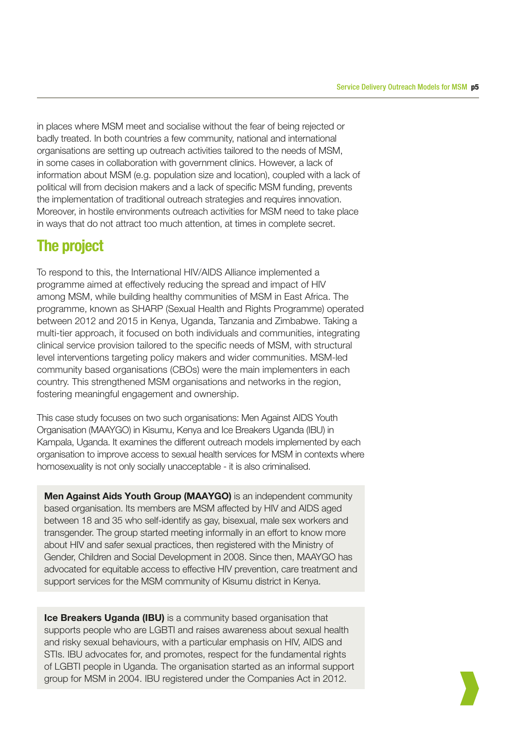in places where MSM meet and socialise without the fear of being rejected or badly treated. In both countries a few community, national and international organisations are setting up outreach activities tailored to the needs of MSM, in some cases in collaboration with government clinics. However, a lack of information about MSM (e.g. population size and location), coupled with a lack of political will from decision makers and a lack of specific MSM funding, prevents the implementation of traditional outreach strategies and requires innovation. Moreover, in hostile environments outreach activities for MSM need to take place in ways that do not attract too much attention, at times in complete secret.

## The project

To respond to this, the International HIV/AIDS Alliance implemented a programme aimed at effectively reducing the spread and impact of HIV among MSM, while building healthy communities of MSM in East Africa. The programme, known as SHARP (Sexual Health and Rights Programme) operated between 2012 and 2015 in Kenya, Uganda, Tanzania and Zimbabwe. Taking a multi-tier approach, it focused on both individuals and communities, integrating clinical service provision tailored to the specific needs of MSM, with structural level interventions targeting policy makers and wider communities. MSM-led community based organisations (CBOs) were the main implementers in each country. This strengthened MSM organisations and networks in the region, fostering meaningful engagement and ownership.

This case study focuses on two such organisations: Men Against AIDS Youth Organisation (MAAYGO) in Kisumu, Kenya and Ice Breakers Uganda (IBU) in Kampala, Uganda. It examines the different outreach models implemented by each organisation to improve access to sexual health services for MSM in contexts where homosexuality is not only socially unacceptable - it is also criminalised.

**Men Against Aids Youth Group (MAAYGO)** is an independent community based organisation. Its members are MSM affected by HIV and AIDS aged between 18 and 35 who self-identify as gay, bisexual, male sex workers and transgender. The group started meeting informally in an effort to know more about HIV and safer sexual practices, then registered with the Ministry of Gender, Children and Social Development in 2008. Since then, MAAYGO has advocated for equitable access to effective HIV prevention, care treatment and support services for the MSM community of Kisumu district in Kenya.

**Ice Breakers Uganda (IBU)** is a community based organisation that supports people who are LGBTI and raises awareness about sexual health and risky sexual behaviours, with a particular emphasis on HIV, AIDS and STIs. IBU advocates for, and promotes, respect for the fundamental rights of LGBTI people in Uganda. The organisation started as an informal support group for MSM in 2004. IBU registered under the Companies Act in 2012.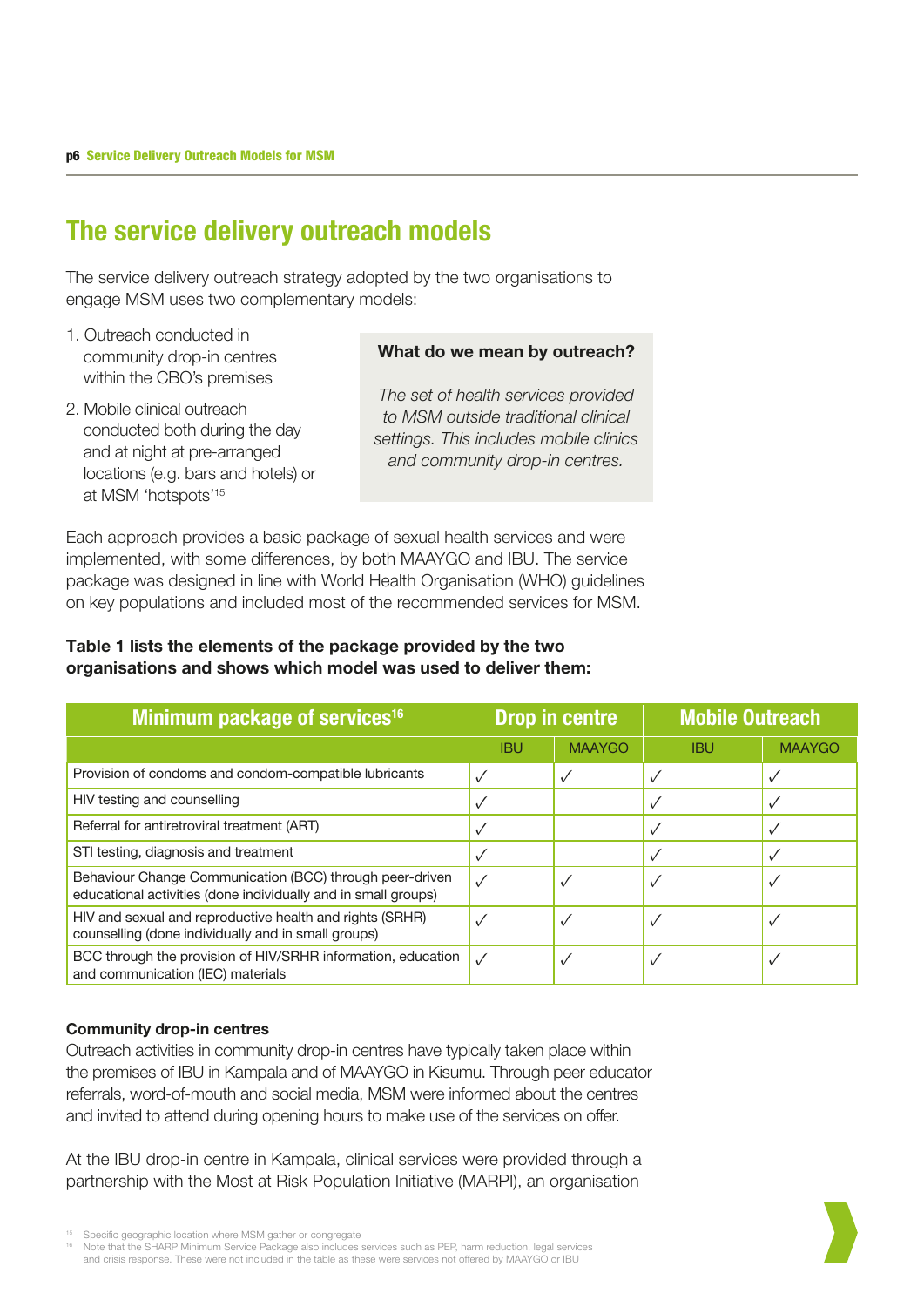# The service delivery outreach models

The service delivery outreach strategy adopted by the two organisations to engage MSM uses two complementary models:

1. Outreach conducted in community drop-in centres within the CBO's premises
2. Mobile clinical outreach conducted both during the day and at night at pre-arranged locations (e.g. bars and hotels) or at MSM 'hotspots'[15]

> **What do we mean by outreach?**
>
> *The set of health services provided to MSM outside traditional clinical settings. This includes mobile clinics and community drop-in centres.*

Each approach provides a basic package of sexual health services and were implemented, with some differences, by both MAAYGO and IBU. The service package was designed in line with World Health Organisation (WHO) guidelines on key populations and included most of the recommended services for MSM.

**Table 1 lists the elements of the package provided by the two organisations and shows which model was used to deliver them:**

| Minimum package of services[16] | Drop in centre | | Mobile Outreach | |
|---|---|---|---|---|
| | IBU | MAAYGO | IBU | MAAYGO |
| Provision of condoms and condom-compatible lubricants | ✓ | ✓ | ✓ | ✓ |
| HIV testing and counselling | ✓ | | ✓ | ✓ |
| Referral for antiretroviral treatment (ART) | ✓ | | ✓ | ✓ |
| STI testing, diagnosis and treatment | ✓ | | ✓ | ✓ |
| Behaviour Change Communication (BCC) through peer-driven educational activities (done individually and in small groups) | ✓ | ✓ | ✓ | ✓ |
| HIV and sexual and reproductive health and rights (SRHR) counselling (done individually and in small groups) | ✓ | ✓ | ✓ | ✓ |
| BCC through the provision of HIV/SRHR information, education and communication (IEC) materials | ✓ | ✓ | ✓ | ✓ |

**Community drop-in centres**

Outreach activities in community drop-in centres have typically taken place within the premises of IBU in Kampala and of MAAYGO in Kisumu. Through peer educator referrals, word-of-mouth and social media, MSM were informed about the centres and invited to attend during opening hours to make use of the services on offer.

At the IBU drop-in centre in Kampala, clinical services were provided through a partnership with the Most at Risk Population Initiative (MARPI), an organisation

[15] Specific geographic location where MSM gather or congregate

[16] Note that the SHARP Minimum Service Package also includes services such as PEP, harm reduction, legal services and crisis response. These were not included in the table as these were services not offered by MAAYGO or IBU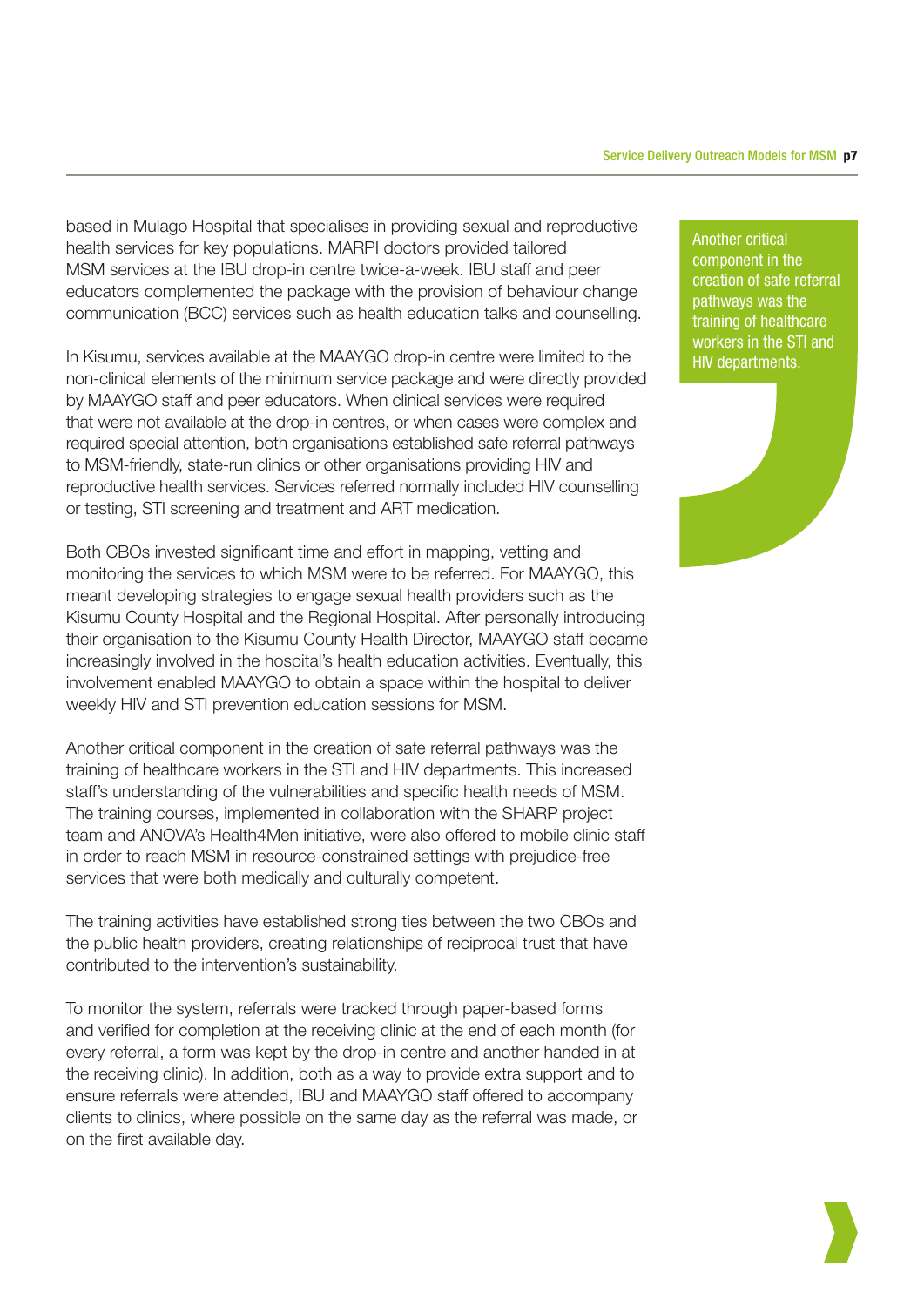based in Mulago Hospital that specialises in providing sexual and reproductive health services for key populations. MARPI doctors provided tailored MSM services at the IBU drop-in centre twice-a-week. IBU staff and peer educators complemented the package with the provision of behaviour change communication (BCC) services such as health education talks and counselling.

In Kisumu, services available at the MAAYGO drop-in centre were limited to the non-clinical elements of the minimum service package and were directly provided by MAAYGO staff and peer educators. When clinical services were required that were not available at the drop-in centres, or when cases were complex and required special attention, both organisations established safe referral pathways to MSM-friendly, state-run clinics or other organisations providing HIV and reproductive health services. Services referred normally included HIV counselling or testing, STI screening and treatment and ART medication.

Both CBOs invested significant time and effort in mapping, vetting and monitoring the services to which MSM were to be referred. For MAAYGO, this meant developing strategies to engage sexual health providers such as the Kisumu County Hospital and the Regional Hospital. After personally introducing their organisation to the Kisumu County Health Director, MAAYGO staff became increasingly involved in the hospital's health education activities. Eventually, this involvement enabled MAAYGO to obtain a space within the hospital to deliver weekly HIV and STI prevention education sessions for MSM.

Another critical component in the creation of safe referral pathways was the training of healthcare workers in the STI and HIV departments. This increased staff's understanding of the vulnerabilities and specific health needs of MSM. The training courses, implemented in collaboration with the SHARP project team and ANOVA's Health4Men initiative, were also offered to mobile clinic staff in order to reach MSM in resource-constrained settings with prejudice-free services that were both medically and culturally competent.

> Another critical component in the creation of safe referral pathways was the training of healthcare workers in the STI and HIV departments.

The training activities have established strong ties between the two CBOs and the public health providers, creating relationships of reciprocal trust that have contributed to the intervention's sustainability.

To monitor the system, referrals were tracked through paper-based forms and verified for completion at the receiving clinic at the end of each month (for every referral, a form was kept by the drop-in centre and another handed in at the receiving clinic). In addition, both as a way to provide extra support and to ensure referrals were attended, IBU and MAAYGO staff offered to accompany clients to clinics, where possible on the same day as the referral was made, or on the first available day.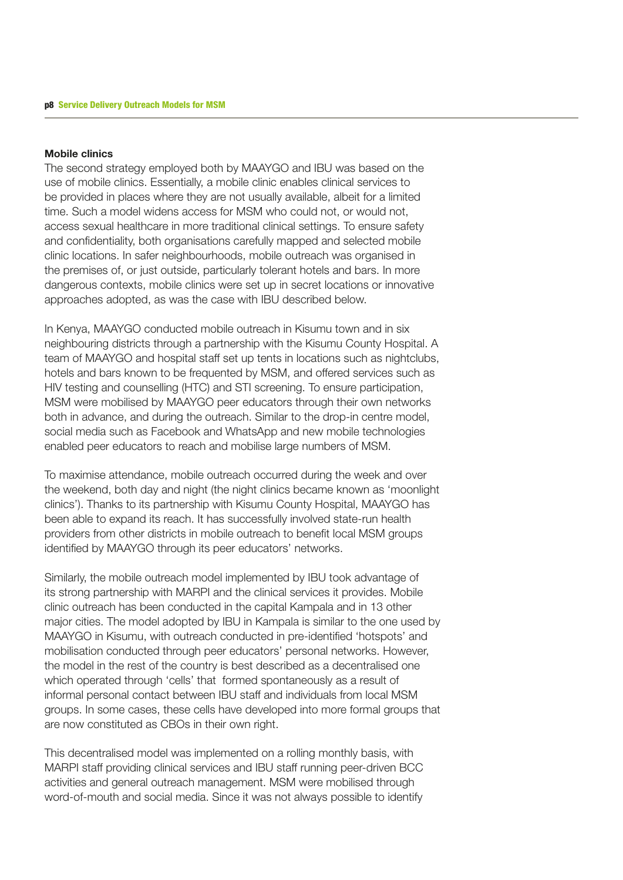### Mobile clinics

The second strategy employed both by MAAYGO and IBU was based on the use of mobile clinics. Essentially, a mobile clinic enables clinical services to be provided in places where they are not usually available, albeit for a limited time. Such a model widens access for MSM who could not, or would not, access sexual healthcare in more traditional clinical settings. To ensure safety and confidentiality, both organisations carefully mapped and selected mobile clinic locations. In safer neighbourhoods, mobile outreach was organised in the premises of, or just outside, particularly tolerant hotels and bars. In more dangerous contexts, mobile clinics were set up in secret locations or innovative approaches adopted, as was the case with IBU described below.

In Kenya, MAAYGO conducted mobile outreach in Kisumu town and in six neighbouring districts through a partnership with the Kisumu County Hospital. A team of MAAYGO and hospital staff set up tents in locations such as nightclubs, hotels and bars known to be frequented by MSM, and offered services such as HIV testing and counselling (HTC) and STI screening. To ensure participation, MSM were mobilised by MAAYGO peer educators through their own networks both in advance, and during the outreach. Similar to the drop-in centre model, social media such as Facebook and WhatsApp and new mobile technologies enabled peer educators to reach and mobilise large numbers of MSM.

To maximise attendance, mobile outreach occurred during the week and over the weekend, both day and night (the night clinics became known as 'moonlight clinics'). Thanks to its partnership with Kisumu County Hospital, MAAYGO has been able to expand its reach. It has successfully involved state-run health providers from other districts in mobile outreach to benefit local MSM groups identified by MAAYGO through its peer educators' networks.

Similarly, the mobile outreach model implemented by IBU took advantage of its strong partnership with MARPI and the clinical services it provides. Mobile clinic outreach has been conducted in the capital Kampala and in 13 other major cities. The model adopted by IBU in Kampala is similar to the one used by MAAYGO in Kisumu, with outreach conducted in pre-identified 'hotspots' and mobilisation conducted through peer educators' personal networks. However, the model in the rest of the country is best described as a decentralised one which operated through 'cells' that formed spontaneously as a result of informal personal contact between IBU staff and individuals from local MSM groups. In some cases, these cells have developed into more formal groups that are now constituted as CBOs in their own right.

This decentralised model was implemented on a rolling monthly basis, with MARPI staff providing clinical services and IBU staff running peer-driven BCC activities and general outreach management. MSM were mobilised through word-of-mouth and social media. Since it was not always possible to identify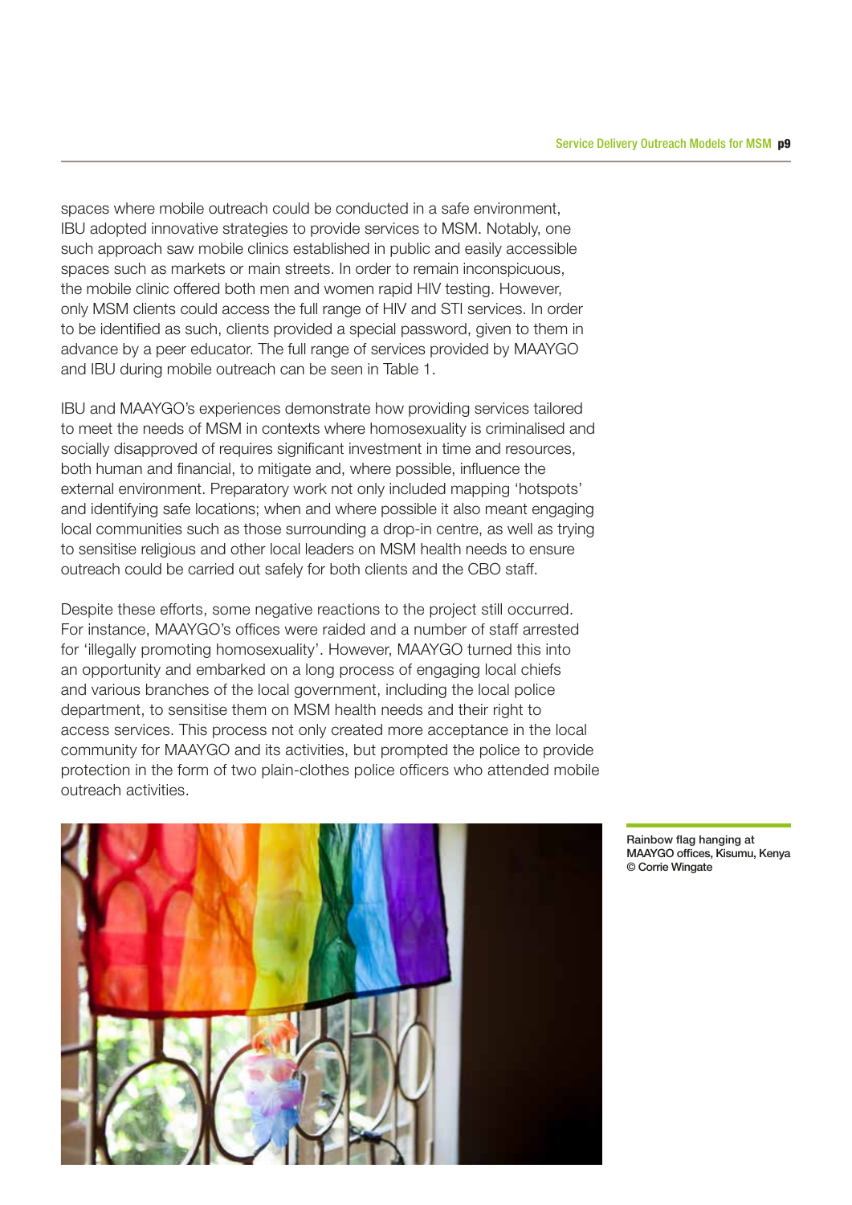spaces where mobile outreach could be conducted in a safe environment, IBU adopted innovative strategies to provide services to MSM. Notably, one such approach saw mobile clinics established in public and easily accessible spaces such as markets or main streets. In order to remain inconspicuous, the mobile clinic offered both men and women rapid HIV testing. However, only MSM clients could access the full range of HIV and STI services. In order to be identified as such, clients provided a special password, given to them in advance by a peer educator. The full range of services provided by MAAYGO and IBU during mobile outreach can be seen in Table 1.

IBU and MAAYGO's experiences demonstrate how providing services tailored to meet the needs of MSM in contexts where homosexuality is criminalised and socially disapproved of requires significant investment in time and resources, both human and financial, to mitigate and, where possible, influence the external environment. Preparatory work not only included mapping 'hotspots' and identifying safe locations; when and where possible it also meant engaging local communities such as those surrounding a drop-in centre, as well as trying to sensitise religious and other local leaders on MSM health needs to ensure outreach could be carried out safely for both clients and the CBO staff.

Despite these efforts, some negative reactions to the project still occurred. For instance, MAAYGO's offices were raided and a number of staff arrested for 'illegally promoting homosexuality'. However, MAAYGO turned this into an opportunity and embarked on a long process of engaging local chiefs and various branches of the local government, including the local police department, to sensitise them on MSM health needs and their right to access services. This process not only created more acceptance in the local community for MAAYGO and its activities, but prompted the police to provide protection in the form of two plain-clothes police officers who attended mobile outreach activities.

Rainbow flag hanging at MAAYGO offices, Kisumu, Kenya © Corrie Wingate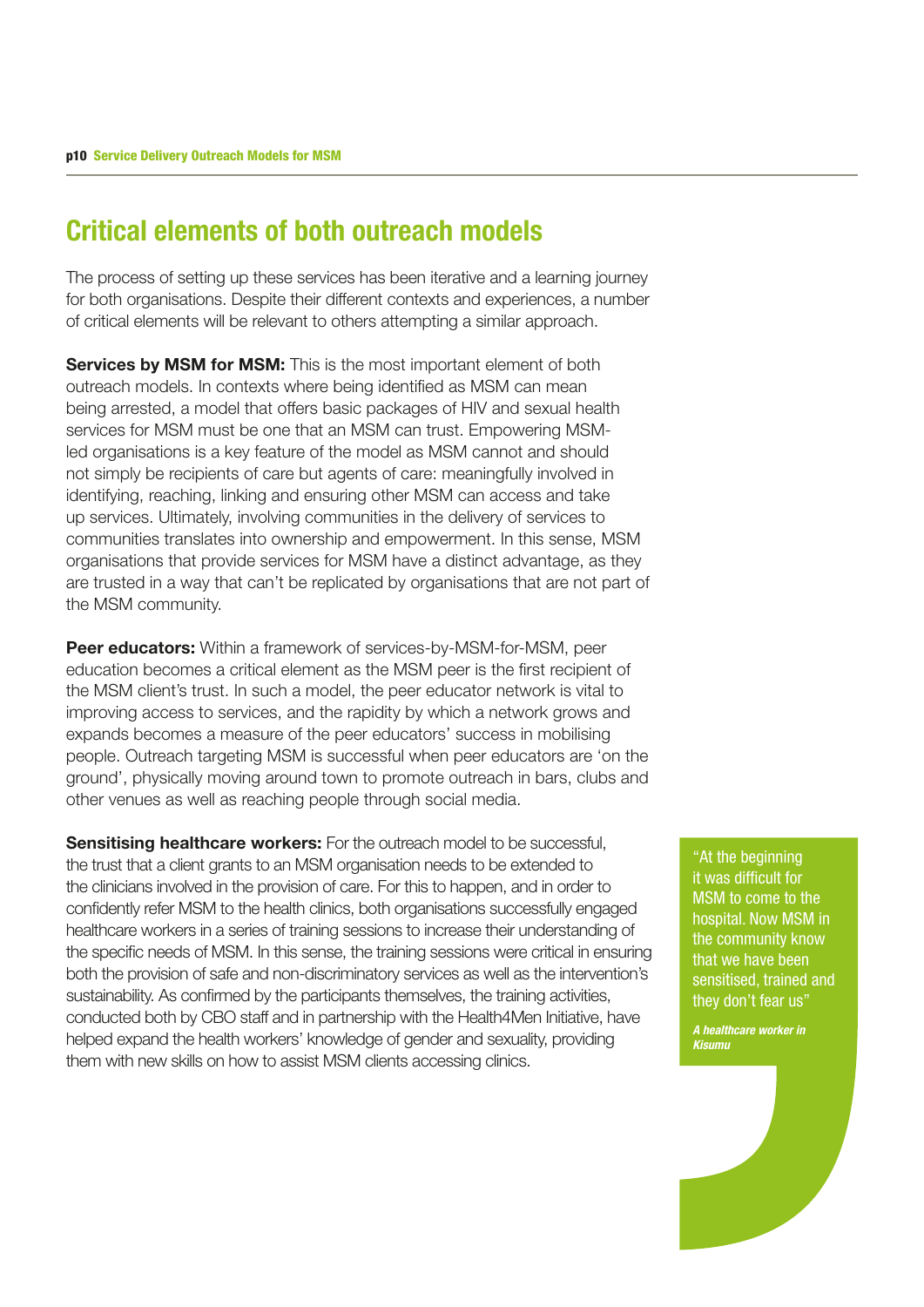## Critical elements of both outreach models

The process of setting up these services has been iterative and a learning journey for both organisations. Despite their different contexts and experiences, a number of critical elements will be relevant to others attempting a similar approach.

**Services by MSM for MSM:** This is the most important element of both outreach models. In contexts where being identified as MSM can mean being arrested, a model that offers basic packages of HIV and sexual health services for MSM must be one that an MSM can trust. Empowering MSM-led organisations is a key feature of the model as MSM cannot and should not simply be recipients of care but agents of care: meaningfully involved in identifying, reaching, linking and ensuring other MSM can access and take up services. Ultimately, involving communities in the delivery of services to communities translates into ownership and empowerment. In this sense, MSM organisations that provide services for MSM have a distinct advantage, as they are trusted in a way that can't be replicated by organisations that are not part of the MSM community.

**Peer educators:** Within a framework of services-by-MSM-for-MSM, peer education becomes a critical element as the MSM peer is the first recipient of the MSM client's trust. In such a model, the peer educator network is vital to improving access to services, and the rapidity by which a network grows and expands becomes a measure of the peer educators' success in mobilising people. Outreach targeting MSM is successful when peer educators are 'on the ground', physically moving around town to promote outreach in bars, clubs and other venues as well as reaching people through social media.

**Sensitising healthcare workers:** For the outreach model to be successful, the trust that a client grants to an MSM organisation needs to be extended to the clinicians involved in the provision of care. For this to happen, and in order to confidently refer MSM to the health clinics, both organisations successfully engaged healthcare workers in a series of training sessions to increase their understanding of the specific needs of MSM. In this sense, the training sessions were critical in ensuring both the provision of safe and non-discriminatory services as well as the intervention's sustainability. As confirmed by the participants themselves, the training activities, conducted both by CBO staff and in partnership with the Health4Men Initiative, have helped expand the health workers' knowledge of gender and sexuality, providing them with new skills on how to assist MSM clients accessing clinics.

> "At the beginning it was difficult for MSM to come to the hospital. Now MSM in the community know that we have been sensitised, trained and they don't fear us"
>
> ***A healthcare worker in Kisumu***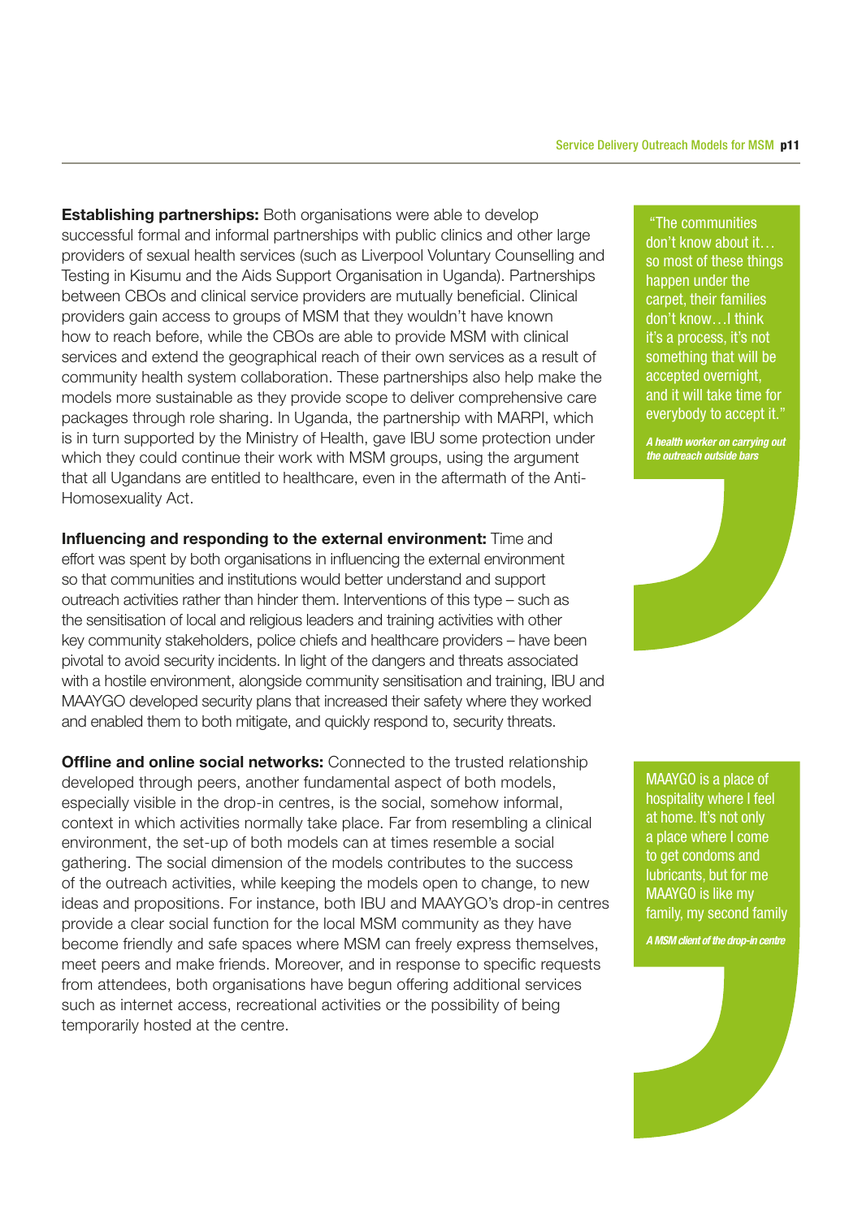**Establishing partnerships:** Both organisations were able to develop successful formal and informal partnerships with public clinics and other large providers of sexual health services (such as Liverpool Voluntary Counselling and Testing in Kisumu and the Aids Support Organisation in Uganda). Partnerships between CBOs and clinical service providers are mutually beneficial. Clinical providers gain access to groups of MSM that they wouldn't have known how to reach before, while the CBOs are able to provide MSM with clinical services and extend the geographical reach of their own services as a result of community health system collaboration. These partnerships also help make the models more sustainable as they provide scope to deliver comprehensive care packages through role sharing. In Uganda, the partnership with MARPI, which is in turn supported by the Ministry of Health, gave IBU some protection under which they could continue their work with MSM groups, using the argument that all Ugandans are entitled to healthcare, even in the aftermath of the Anti-Homosexuality Act.

> "The communities don't know about it… so most of these things happen under the carpet, their families don't know…I think it's a process, it's not something that will be accepted overnight, and it will take time for everybody to accept it."
>
> ***A health worker on carrying out the outreach outside bars***

**Influencing and responding to the external environment:** Time and effort was spent by both organisations in influencing the external environment so that communities and institutions would better understand and support outreach activities rather than hinder them. Interventions of this type – such as the sensitisation of local and religious leaders and training activities with other key community stakeholders, police chiefs and healthcare providers – have been pivotal to avoid security incidents. In light of the dangers and threats associated with a hostile environment, alongside community sensitisation and training, IBU and MAAYGO developed security plans that increased their safety where they worked and enabled them to both mitigate, and quickly respond to, security threats.

**Offline and online social networks:** Connected to the trusted relationship developed through peers, another fundamental aspect of both models, especially visible in the drop-in centres, is the social, somehow informal, context in which activities normally take place. Far from resembling a clinical environment, the set-up of both models can at times resemble a social gathering. The social dimension of the models contributes to the success of the outreach activities, while keeping the models open to change, to new ideas and propositions. For instance, both IBU and MAAYGO's drop-in centres provide a clear social function for the local MSM community as they have become friendly and safe spaces where MSM can freely express themselves, meet peers and make friends. Moreover, and in response to specific requests from attendees, both organisations have begun offering additional services such as internet access, recreational activities or the possibility of being temporarily hosted at the centre.

> MAAYGO is a place of hospitality where I feel at home. It's not only a place where I come to get condoms and lubricants, but for me MAAYGO is like my family, my second family
>
> ***A MSM client of the drop-in centre***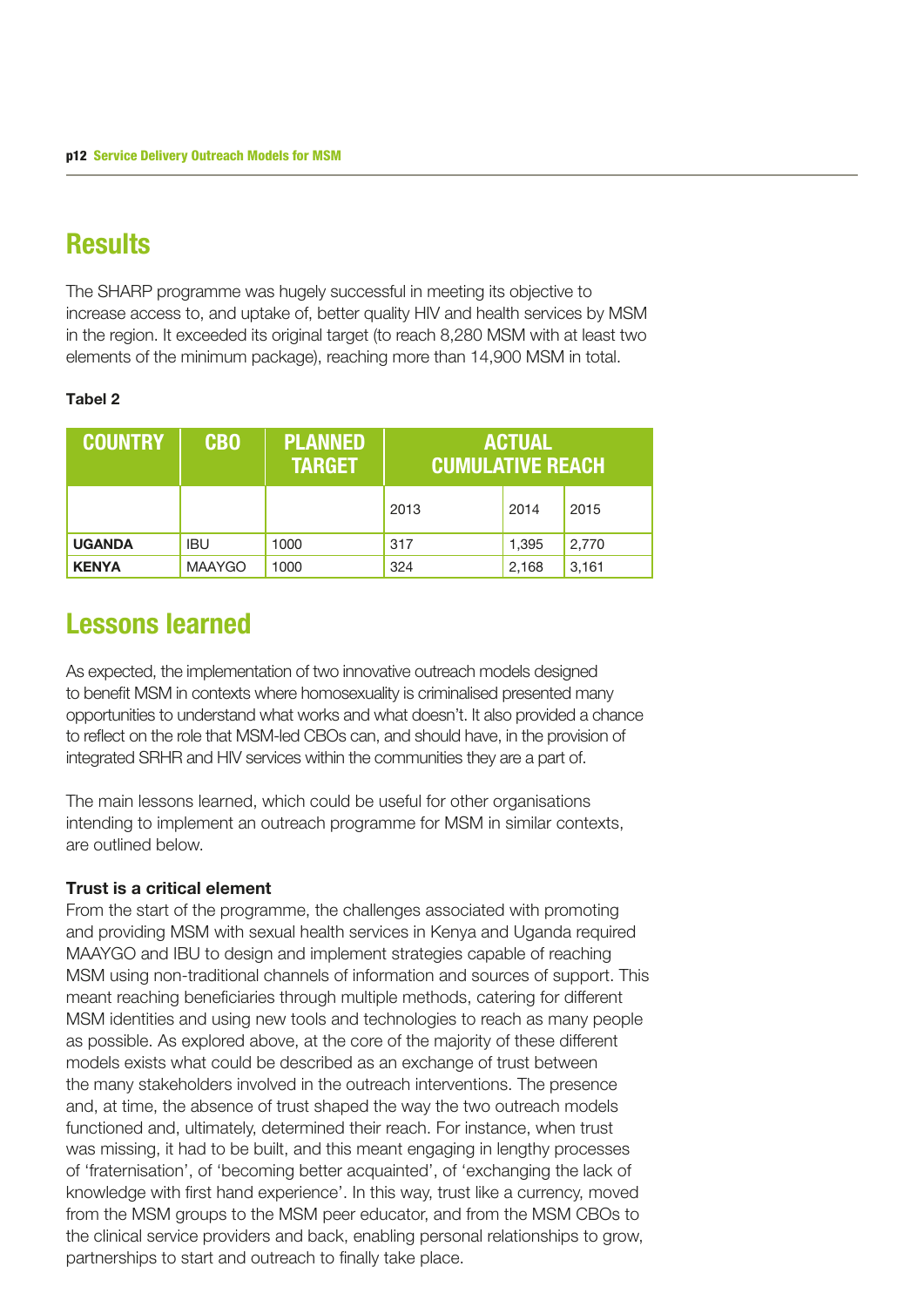## Results

The SHARP programme was hugely successful in meeting its objective to increase access to, and uptake of, better quality HIV and health services by MSM in the region. It exceeded its original target (to reach 8,280 MSM with at least two elements of the minimum package), reaching more than 14,900 MSM in total.

**Tabel 2**

| COUNTRY | CBO | PLANNED TARGET | ACTUAL CUMULATIVE REACH | | |
|---|---|---|---|---|---|
| | | | 2013 | 2014 | 2015 |
| **UGANDA** | IBU | 1000 | 317 | 1,395 | 2,770 |
| **KENYA** | MAAYGO | 1000 | 324 | 2,168 | 3,161 |

## Lessons learned

As expected, the implementation of two innovative outreach models designed to benefit MSM in contexts where homosexuality is criminalised presented many opportunities to understand what works and what doesn't. It also provided a chance to reflect on the role that MSM-led CBOs can, and should have, in the provision of integrated SRHR and HIV services within the communities they are a part of.

The main lessons learned, which could be useful for other organisations intending to implement an outreach programme for MSM in similar contexts, are outlined below.

**Trust is a critical element**

From the start of the programme, the challenges associated with promoting and providing MSM with sexual health services in Kenya and Uganda required MAAYGO and IBU to design and implement strategies capable of reaching MSM using non-traditional channels of information and sources of support. This meant reaching beneficiaries through multiple methods, catering for different MSM identities and using new tools and technologies to reach as many people as possible. As explored above, at the core of the majority of these different models exists what could be described as an exchange of trust between the many stakeholders involved in the outreach interventions. The presence and, at time, the absence of trust shaped the way the two outreach models functioned and, ultimately, determined their reach. For instance, when trust was missing, it had to be built, and this meant engaging in lengthy processes of 'fraternisation', of 'becoming better acquainted', of 'exchanging the lack of knowledge with first hand experience'. In this way, trust like a currency, moved from the MSM groups to the MSM peer educator, and from the MSM CBOs to the clinical service providers and back, enabling personal relationships to grow, partnerships to start and outreach to finally take place.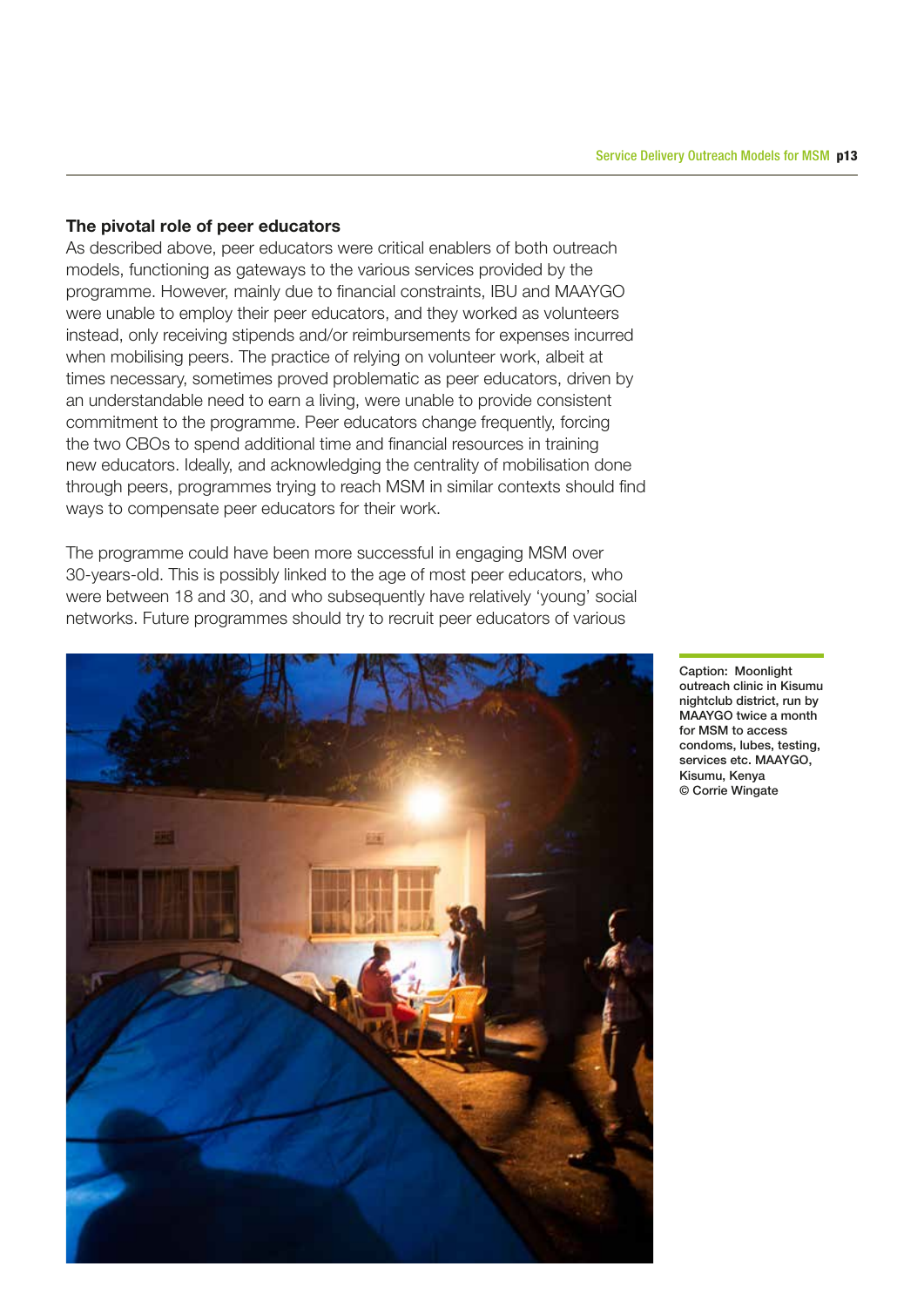### The pivotal role of peer educators

As described above, peer educators were critical enablers of both outreach models, functioning as gateways to the various services provided by the programme. However, mainly due to financial constraints, IBU and MAAYGO were unable to employ their peer educators, and they worked as volunteers instead, only receiving stipends and/or reimbursements for expenses incurred when mobilising peers. The practice of relying on volunteer work, albeit at times necessary, sometimes proved problematic as peer educators, driven by an understandable need to earn a living, were unable to provide consistent commitment to the programme. Peer educators change frequently, forcing the two CBOs to spend additional time and financial resources in training new educators. Ideally, and acknowledging the centrality of mobilisation done through peers, programmes trying to reach MSM in similar contexts should find ways to compensate peer educators for their work.

The programme could have been more successful in engaging MSM over 30-years-old. This is possibly linked to the age of most peer educators, who were between 18 and 30, and who subsequently have relatively 'young' social networks. Future programmes should try to recruit peer educators of various

Caption: Moonlight outreach clinic in Kisumu nightclub district, run by MAAYGO twice a month for MSM to access condoms, lubes, testing, services etc. MAAYGO, Kisumu, Kenya © Corrie Wingate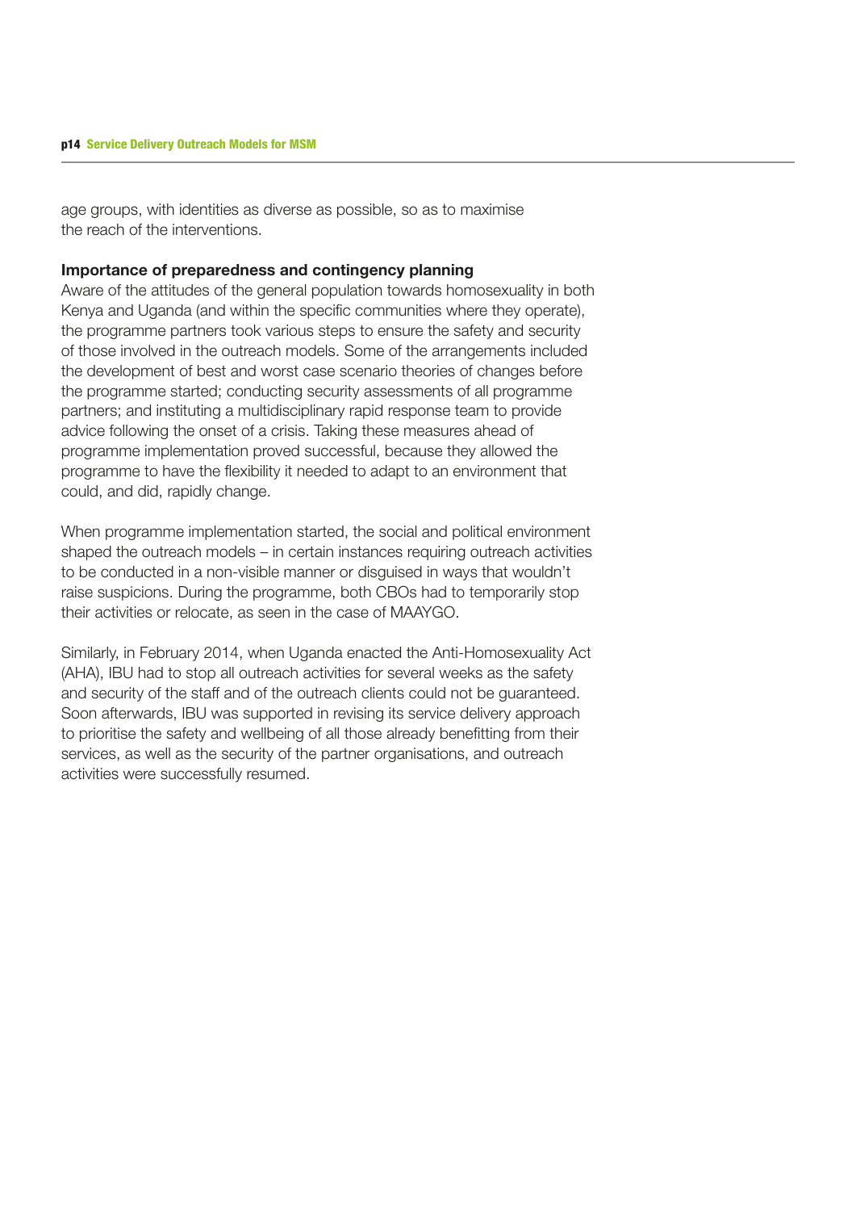age groups, with identities as diverse as possible, so as to maximise the reach of the interventions.

**Importance of preparedness and contingency planning**

Aware of the attitudes of the general population towards homosexuality in both Kenya and Uganda (and within the specific communities where they operate), the programme partners took various steps to ensure the safety and security of those involved in the outreach models. Some of the arrangements included the development of best and worst case scenario theories of changes before the programme started; conducting security assessments of all programme partners; and instituting a multidisciplinary rapid response team to provide advice following the onset of a crisis. Taking these measures ahead of programme implementation proved successful, because they allowed the programme to have the flexibility it needed to adapt to an environment that could, and did, rapidly change.

When programme implementation started, the social and political environment shaped the outreach models – in certain instances requiring outreach activities to be conducted in a non-visible manner or disguised in ways that wouldn't raise suspicions. During the programme, both CBOs had to temporarily stop their activities or relocate, as seen in the case of MAAYGO.

Similarly, in February 2014, when Uganda enacted the Anti-Homosexuality Act (AHA), IBU had to stop all outreach activities for several weeks as the safety and security of the staff and of the outreach clients could not be guaranteed. Soon afterwards, IBU was supported in revising its service delivery approach to prioritise the safety and wellbeing of all those already benefitting from their services, as well as the security of the partner organisations, and outreach activities were successfully resumed.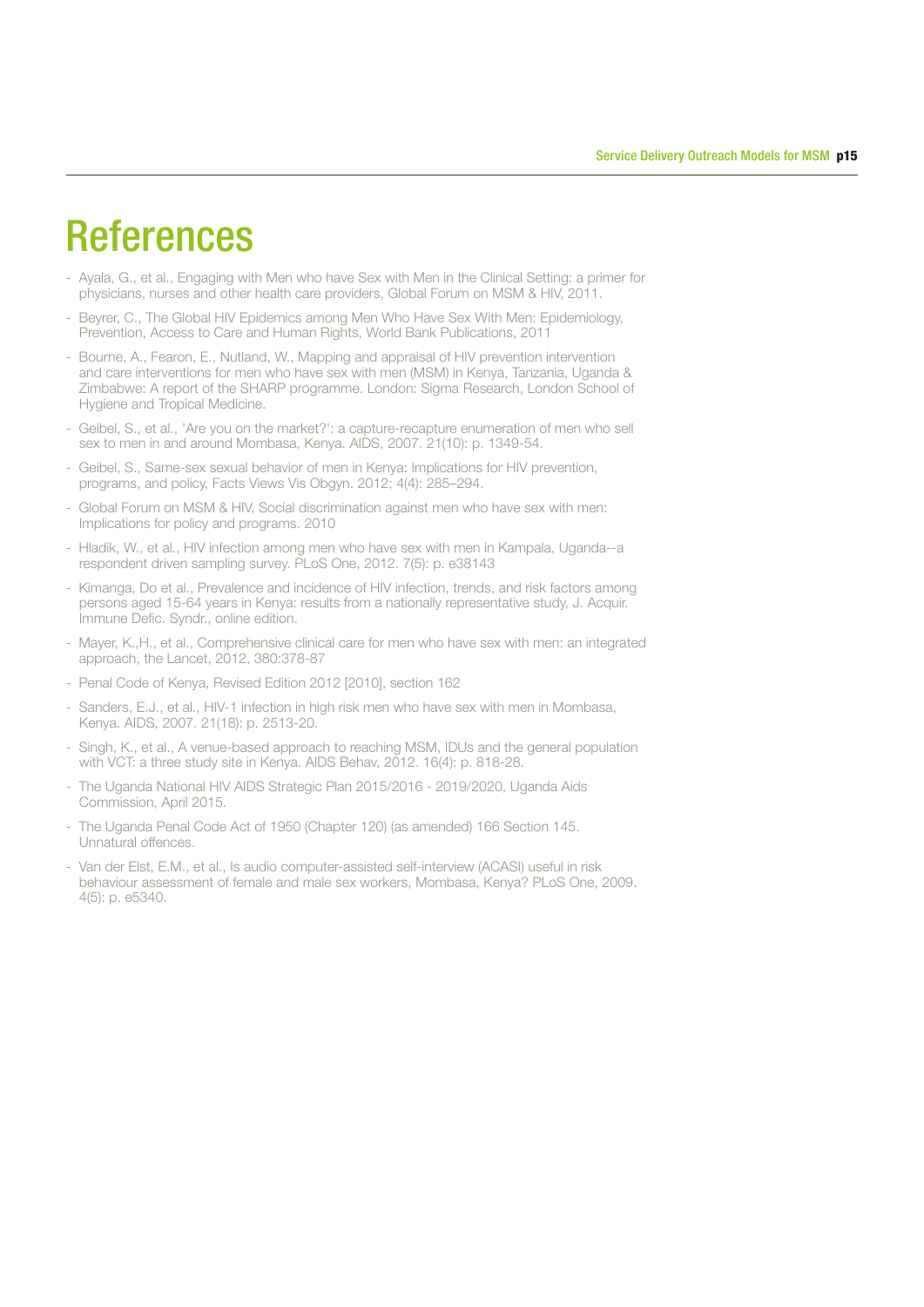# References

- Ayala, G., et al., Engaging with Men who have Sex with Men in the Clinical Setting: a primer for physicians, nurses and other health care providers, Global Forum on MSM & HIV, 2011.
- Beyrer, C., The Global HIV Epidemics among Men Who Have Sex With Men: Epidemiology, Prevention, Access to Care and Human Rights, World Bank Publications, 2011
- Bourne, A., Fearon, E., Nutland, W., Mapping and appraisal of HIV prevention intervention and care interventions for men who have sex with men (MSM) in Kenya, Tanzania, Uganda & Zimbabwe: A report of the SHARP programme. London: Sigma Research, London School of Hygiene and Tropical Medicine.
- Geibel, S., et al., 'Are you on the market?': a capture-recapture enumeration of men who sell sex to men in and around Mombasa, Kenya. AIDS, 2007. 21(10): p. 1349-54.
- Geibel, S., Same-sex sexual behavior of men in Kenya: Implications for HIV prevention, programs, and policy, Facts Views Vis Obgyn. 2012; 4(4): 285–294.
- Global Forum on MSM & HIV, Social discrimination against men who have sex with men: Implications for policy and programs. 2010
- Hladik, W., et al., HIV infection among men who have sex with men in Kampala, Uganda--a respondent driven sampling survey. PLoS One, 2012. 7(5): p. e38143
- Kimanga, Do et al., Prevalence and incidence of HIV infection, trends, and risk factors among persons aged 15-64 years in Kenya: results from a nationally representative study, J. Acquir. Immune Defic. Syndr., online edition.
- Mayer, K.,H., et al., Comprehensive clinical care for men who have sex with men: an integrated approach, the Lancet, 2012, 380:378-87
- Penal Code of Kenya, Revised Edition 2012 [2010], section 162
- Sanders, E.J., et al., HIV-1 infection in high risk men who have sex with men in Mombasa, Kenya. AIDS, 2007. 21(18): p. 2513-20.
- Singh, K., et al., A venue-based approach to reaching MSM, IDUs and the general population with VCT: a three study site in Kenya. AIDS Behav, 2012. 16(4): p. 818-28.
- The Uganda National HIV AIDS Strategic Plan 2015/2016 - 2019/2020, Uganda Aids Commission, April 2015.
- The Uganda Penal Code Act of 1950 (Chapter 120) (as amended) 166 Section 145. Unnatural offences.
- Van der Elst, E.M., et al., Is audio computer-assisted self-interview (ACASI) useful in risk behaviour assessment of female and male sex workers, Mombasa, Kenya? PLoS One, 2009. 4(5): p. e5340.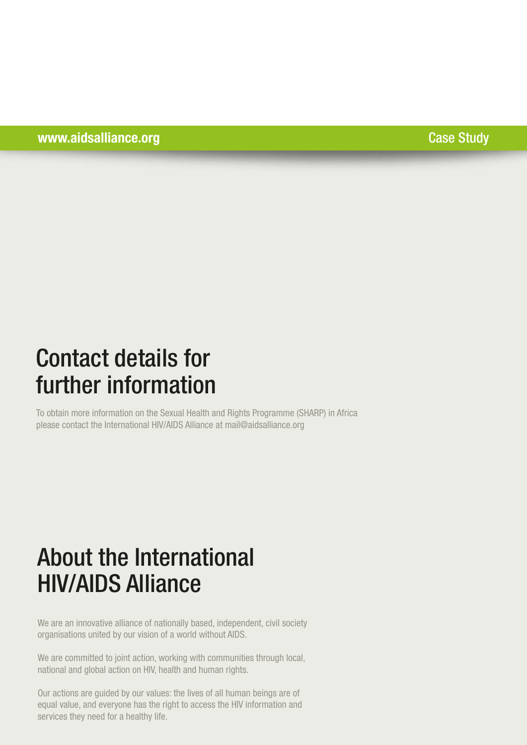www.aidsalliance.org

Case Study

## Contact details for further information

To obtain more information on the Sexual Health and Rights Programme (SHARP) in Africa please contact the International HIV/AIDS Alliance at mail@aidsalliance.org

## About the International HIV/AIDS Alliance

We are an innovative alliance of nationally based, independent, civil society organisations united by our vision of a world without AIDS.

We are committed to joint action, working with communities through local, national and global action on HIV, health and human rights.

Our actions are guided by our values: the lives of all human beings are of equal value, and everyone has the right to access the HIV information and services they need for a healthy life.